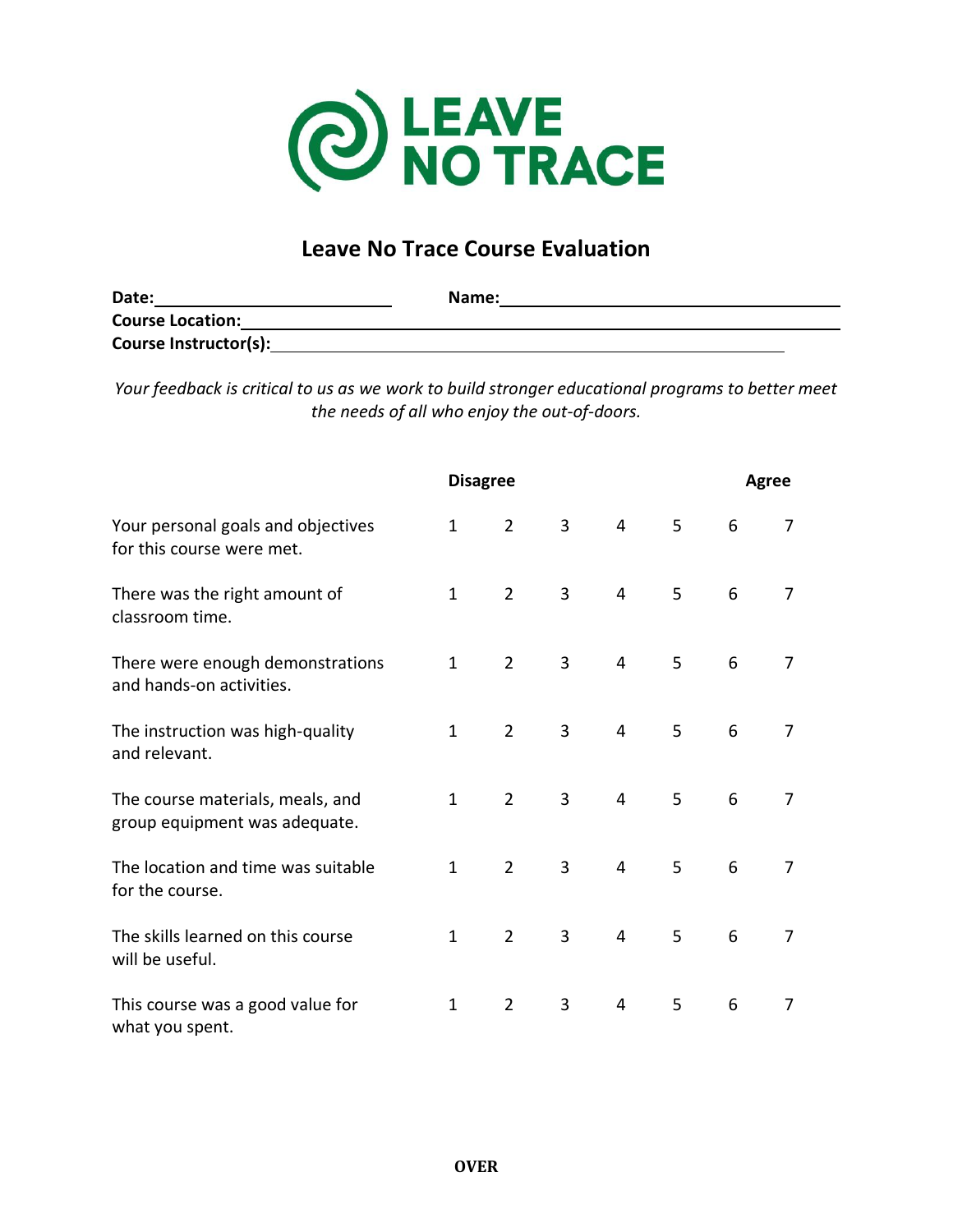LEAVE NO TRACE

# Leave No Trace Course Evaluation

**Date:**\_\_\_\_\_\_\_\_\_\_\_\_\_\_\_\_\_\_\_\_ **Name:**\_\_\_\_\_\_\_\_\_\_\_\_\_\_\_\_\_\_\_\_\_\_\_\_\_\_\_\_

**Course Location:**\_\_\_\_\_\_\_\_\_\_\_\_\_\_\_\_\_\_\_\_\_\_\_\_\_\_\_\_\_\_\_\_\_\_\_\_\_\_\_\_\_\_\_\_

**Course Instructor(s):**\_\_\_\_\_\_\_\_\_\_\_\_\_\_\_\_\_\_\_\_\_\_\_\_\_\_\_\_\_\_\_\_\_\_\_\_\_\_\_\_

*Your feedback is critical to us as we work to build stronger educational programs to better meet the needs of all who enjoy the out-of-doors.*

| | **Disagree** | | | | | | **Agree** |
|---|---|---|---|---|---|---|---|
| Your personal goals and objectives for this course were met. | 1 | 2 | 3 | 4 | 5 | 6 | 7 |
| There was the right amount of classroom time. | 1 | 2 | 3 | 4 | 5 | 6 | 7 |
| There were enough demonstrations and hands-on activities. | 1 | 2 | 3 | 4 | 5 | 6 | 7 |
| The instruction was high-quality and relevant. | 1 | 2 | 3 | 4 | 5 | 6 | 7 |
| The course materials, meals, and group equipment was adequate. | 1 | 2 | 3 | 4 | 5 | 6 | 7 |
| The location and time was suitable for the course. | 1 | 2 | 3 | 4 | 5 | 6 | 7 |
| The skills learned on this course will be useful. | 1 | 2 | 3 | 4 | 5 | 6 | 7 |
| This course was a good value for what you spent. | 1 | 2 | 3 | 4 | 5 | 6 | 7 |

**OVER**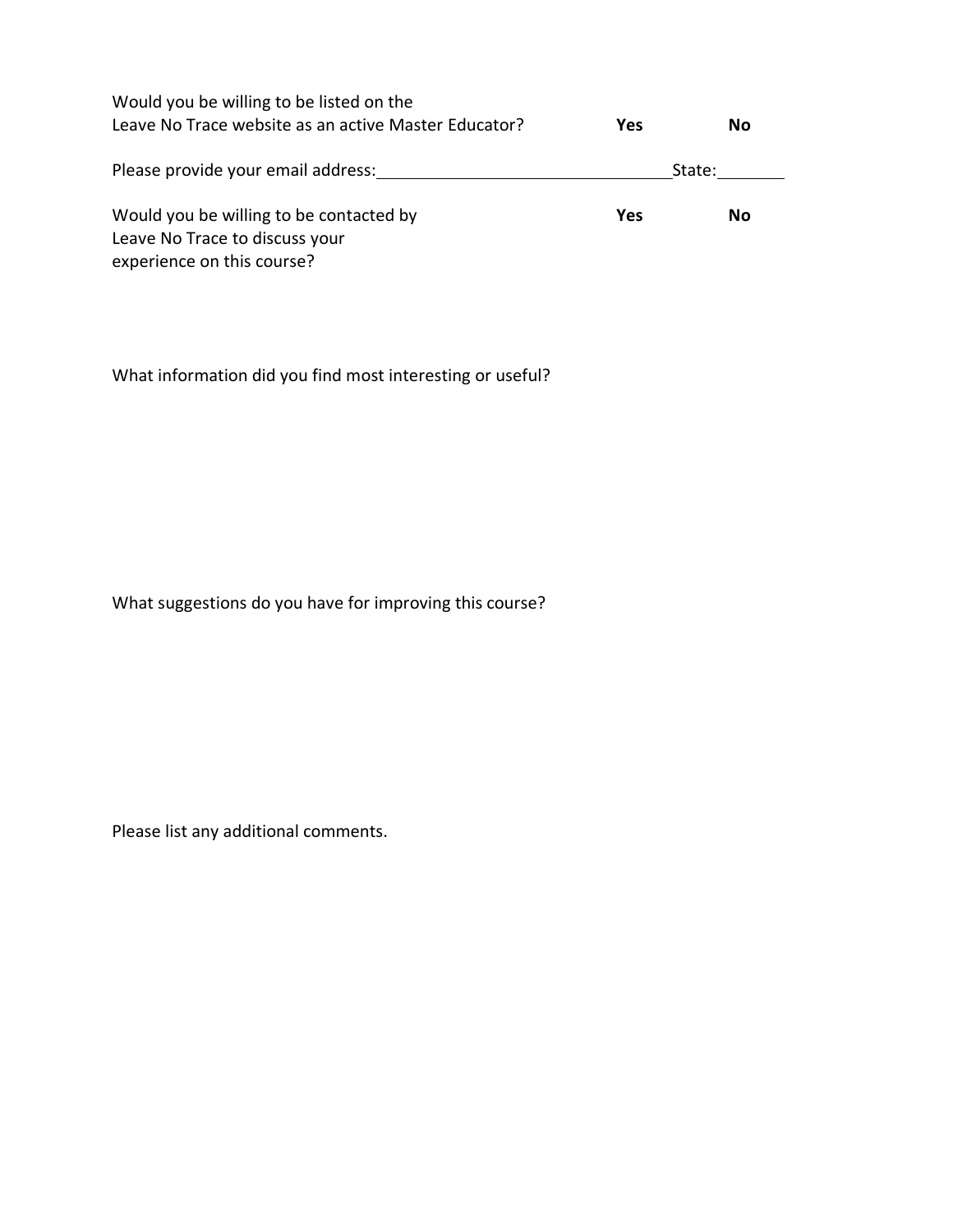Would you be willing to be listed on the Leave No Trace website as an active Master Educator? **Yes** **No**

Please provide your email address:\_\_\_\_\_\_\_\_\_\_\_\_\_\_\_\_\_\_\_\_\_\_\_\_\_\_\_\_\_\_\_\_State:\_\_\_\_\_\_\_\_

Would you be willing to be contacted by Leave No Trace to discuss your experience on this course? **Yes** **No**

What information did you find most interesting or useful?

What suggestions do you have for improving this course?

Please list any additional comments.